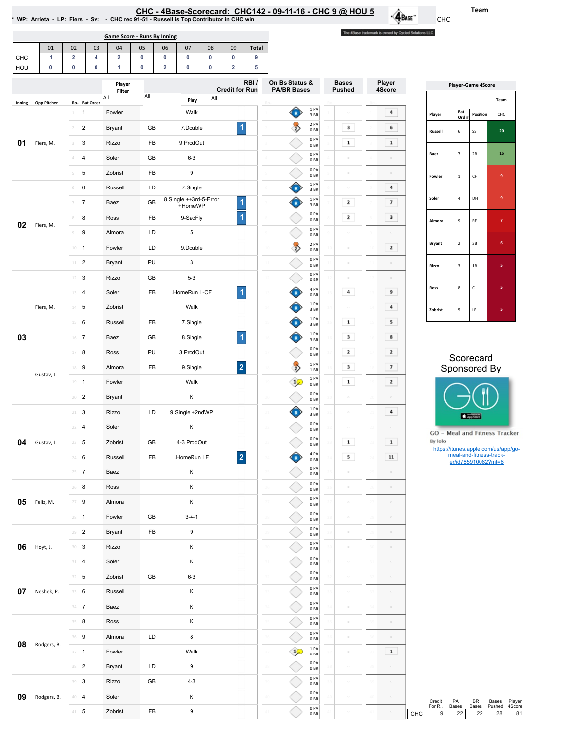# CHC - 4Base-Scorecard: CHC142 - 09-11-16 - CHC 9 @ HOU 5

\* WP: Arrieta - LP: Fiers - Sv: - CHC rec 91-51 - Russell is Top Contributor in CHC win

Team: CHC

The 4Base trademark is owned by Cycled Solutions LLC.

## Game Score - Runs By Inning

| | 01 | 02 | 03 | 04 | 05 | 06 | 07 | 08 | 09 | Total |
|---|---|---|---|---|---|---|---|---|---|---|
| CHC | 1 | 2 | 4 | 2 | 0 | 0 | 0 | 0 | 0 | 9 |
| HOU | 0 | 0 | 0 | 1 | 0 | 2 | 0 | 0 | 2 | 5 |

| Inning | Opp Pitcher | Ro.. | Bat Order | Player | | Play | RBI / Credit for Run | On Bs Status & PA/BR Bases | Bases Pushed | Player 4Score |
|---|---|---|---|---|---|---|---|---|---|---|
| 01 | Fiers, M. | 1 | 1 | Fowler | | Walk | | 1 PA 3 BR | | 4 |
| | | 2 | 2 | Bryant | GB | 7.Double | 1 | 2 PA 0 BR | 3 | 6 |
| | | 3 | 3 | Rizzo | FB | 9 ProdOut | | 0 PA 0 BR | 1 | 1 |
| | | 4 | 4 | Soler | GB | 6-3 | | 0 PA 0 BR | | |
| | | 5 | 5 | Zobrist | FB | 9 | | 0 PA 0 BR | | |
| 02 | Fiers, M. | 6 | 6 | Russell | LD | 7.Single | | 1 PA 3 BR | | 4 |
| | | 7 | 7 | Baez | GB | 8.Single ++3rd-5-Error +HomeWP | 1 | 1 PA 3 BR | 2 | 7 |
| | | 8 | 8 | Ross | FB | 9-SacFly | 1 | 0 PA 0 BR | 2 | 3 |
| | | 9 | 9 | Almora | LD | 5 | | 0 PA 0 BR | | |
| | | 10 | 1 | Fowler | LD | 9.Double | | 2 PA 0 BR | | 2 |
| | | 11 | 2 | Bryant | PU | 3 | | 0 PA 0 BR | | |
| 03 | Fiers, M. | 12 | 3 | Rizzo | GB | 5-3 | | 0 PA 0 BR | | |
| | | 13 | 4 | Soler | FB | .HomeRun L-CF | 1 | 4 PA 0 BR | 4 | 9 |
| | | 14 | 5 | Zobrist | | Walk | | 1 PA 3 BR | | 4 |
| | | 15 | 6 | Russell | FB | 7.Single | | 1 PA 3 BR | 1 | 5 |
| | | 16 | 7 | Baez | GB | 8.Single | 1 | 1 PA 3 BR | 3 | 8 |
| | | 17 | 8 | Ross | PU | 3 ProdOut | | 0 PA 0 BR | 2 | 2 |
| | Gustav, J. | 18 | 9 | Almora | FB | 9.Single | 2 | 1 PA 1 BR | 3 | 7 |
| | | 19 | 1 | Fowler | | Walk | | 1 PA 0 BR | 1 | 2 |
| | | 20 | 2 | Bryant | | K | | 0 PA 0 BR | | |
| 04 | Gustav, J. | 21 | 3 | Rizzo | LD | 9.Single +2ndWP | | 1 PA 3 BR | | 4 |
| | | 22 | 4 | Soler | | K | | 0 PA 0 BR | | |
| | | 23 | 5 | Zobrist | GB | 4-3 ProdOut | | 0 PA 0 BR | 1 | 1 |
| | | 24 | 6 | Russell | FB | .HomeRun LF | 2 | 4 PA 0 BR | 5 | 11 |
| | | 25 | 7 | Baez | | K | | 0 PA 0 BR | | |
| 05 | Feliz, M. | 26 | 8 | Ross | | K | | 0 PA 0 BR | | |
| | | 27 | 9 | Almora | | K | | 0 PA 0 BR | | |
| | | 28 | 1 | Fowler | GB | 3-4-1 | | 0 PA 0 BR | | |
| 06 | Hoyt, J. | 29 | 2 | Bryant | FB | 9 | | 0 PA 0 BR | | |
| | | 30 | 3 | Rizzo | | K | | 0 PA 0 BR | | |
| | | 31 | 4 | Soler | | K | | 0 PA 0 BR | | |
| 07 | Neshek, P. | 32 | 5 | Zobrist | GB | 6-3 | | 0 PA 0 BR | | |
| | | 33 | 6 | Russell | | K | | 0 PA 0 BR | | |
| | | 34 | 7 | Baez | | K | | 0 PA 0 BR | | |
| 08 | Rodgers, B. | 35 | 8 | Ross | | K | | 0 PA 0 BR | | |
| | | 36 | 9 | Almora | LD | 8 | | 0 PA 0 BR | | |
| | | 37 | 1 | Fowler | | Walk | | 1 PA 0 BR | | 1 |
| | | 38 | 2 | Bryant | LD | 9 | | 0 PA 0 BR | | |
| 09 | Rodgers, B. | 39 | 3 | Rizzo | GB | 4-3 | | 0 PA 0 BR | | |
| | | 40 | 4 | Soler | | K | | 0 PA 0 BR | | |
| | | 41 | 5 | Zobrist | FB | 9 | | 0 PA 0 BR | | |

## Player-Game 4Score

| Player | Bat Ord # | Position | CHC |
|---|---|---|---|
| Russell | 6 | SS | 20 |
| Baez | 7 | 2B | 15 |
| Fowler | 1 | CF | 9 |
| Soler | 4 | DH | 9 |
| Almora | 9 | RF | 7 |
| Bryant | 2 | 3B | 6 |
| Rizzo | 3 | 1B | 5 |
| Ross | 8 | C | 5 |
| Zobrist | 5 | LF | 5 |

Scorecard Sponsored By

GO - Meal and Fitness Tracker
By Iolo
https://itunes.apple.com/us/app/go-meal-and-fitness-track-er/id785910082?mt=8

| | Credit For Run | PA Bases | BR Bases | Bases Pushed | Player 4Score |
|---|---|---|---|---|---|
| CHC | 9 | 22 | 22 | 28 | 81 |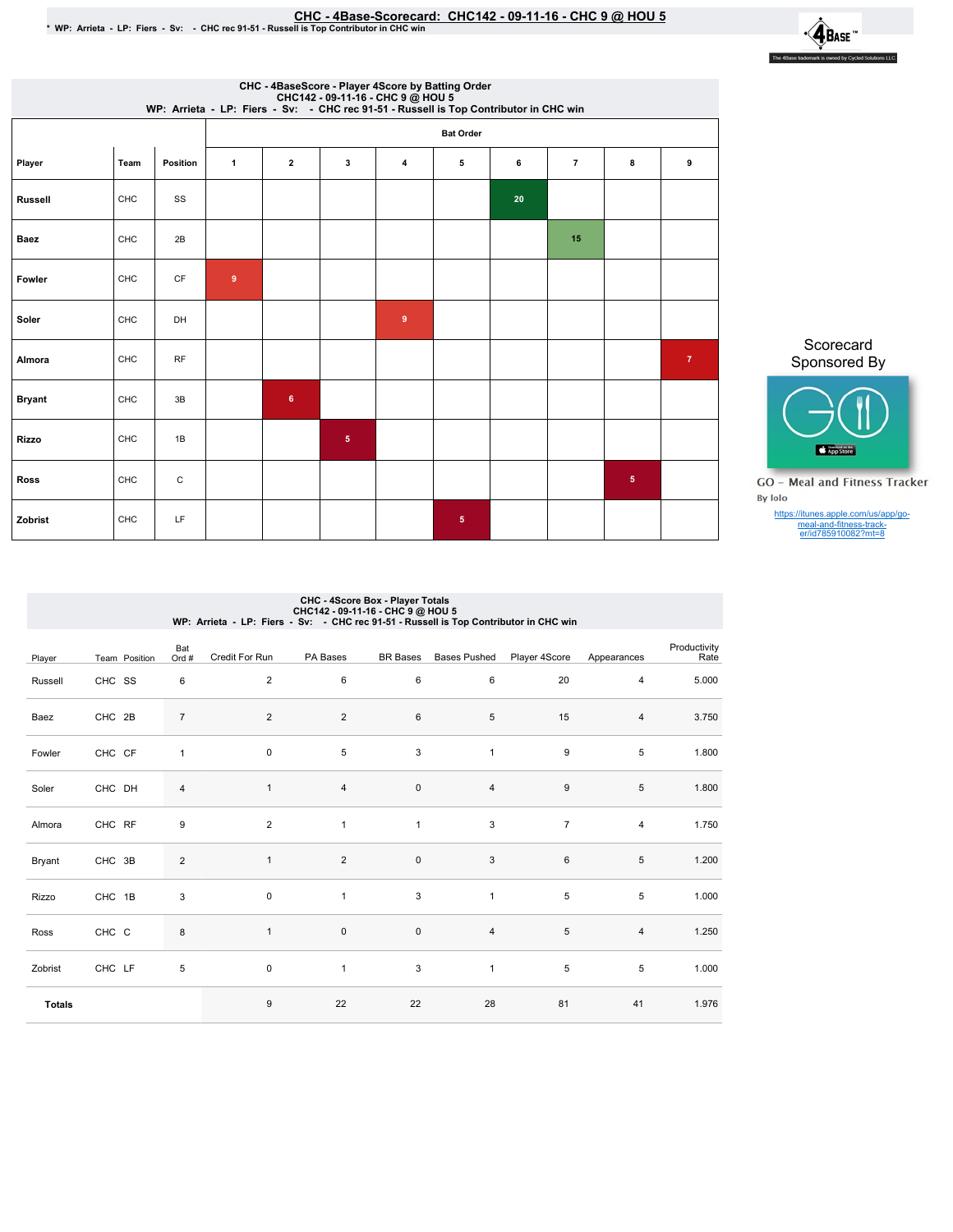# CHC - 4Base-Scorecard: CHC142 - 09-11-16 - CHC 9 @ HOU 5

* WP: Arrieta - LP: Fiers - Sv: - CHC rec 91-51 - Russell is Top Contributor in CHC win

## CHC - 4BaseScore - Player 4Score by Batting Order

CHC142 - 09-11-16 - CHC 9 @ HOU 5

WP: Arrieta - LP: Fiers - Sv: - CHC rec 91-51 - Russell is Top Contributor in CHC win

| Player | Team | Position | Bat Order 1 | 2 | 3 | 4 | 5 | 6 | 7 | 8 | 9 |
|---|---|---|---|---|---|---|---|---|---|---|---|
| Russell | CHC | SS | | | | | | 20 | | | |
| Baez | CHC | 2B | | | | | | | 15 | | |
| Fowler | CHC | CF | 9 | | | | | | | | |
| Soler | CHC | DH | | | | 9 | | | | | |
| Almora | CHC | RF | | | | | | | | | 7 |
| Bryant | CHC | 3B | | 6 | | | | | | | |
| Rizzo | CHC | 1B | | | 5 | | | | | | |
| Ross | CHC | C | | | | | | | | 5 | |
| Zobrist | CHC | LF | | | | | 5 | | | | |

Scorecard Sponsored By

GO – Meal and Fitness Tracker

By Iolo

https://itunes.apple.com/us/app/go-meal-and-fitness-track-er/id785910082?mt=8

## CHC - 4Score Box - Player Totals

CHC142 - 09-11-16 - CHC 9 @ HOU 5

WP: Arrieta - LP: Fiers - Sv: - CHC rec 91-51 - Russell is Top Contributor in CHC win

| Player | Team | Position | Bat Ord # | Credit For Run | PA Bases | BR Bases | Bases Pushed | Player 4Score | Appearances | Productivity Rate |
|---|---|---|---|---|---|---|---|---|---|---|
| Russell | CHC | SS | 6 | 2 | 6 | 6 | 6 | 20 | 4 | 5.000 |
| Baez | CHC | 2B | 7 | 2 | 2 | 6 | 5 | 15 | 4 | 3.750 |
| Fowler | CHC | CF | 1 | 0 | 5 | 3 | 1 | 9 | 5 | 1.800 |
| Soler | CHC | DH | 4 | 1 | 4 | 0 | 4 | 9 | 5 | 1.800 |
| Almora | CHC | RF | 9 | 2 | 1 | 1 | 3 | 7 | 4 | 1.750 |
| Bryant | CHC | 3B | 2 | 1 | 2 | 0 | 3 | 6 | 5 | 1.200 |
| Rizzo | CHC | 1B | 3 | 0 | 1 | 3 | 1 | 5 | 5 | 1.000 |
| Ross | CHC | C | 8 | 1 | 0 | 0 | 4 | 5 | 4 | 1.250 |
| Zobrist | CHC | LF | 5 | 0 | 1 | 3 | 1 | 5 | 5 | 1.000 |
| **Totals** | | | | 9 | 22 | 22 | 28 | 81 | 41 | 1.976 |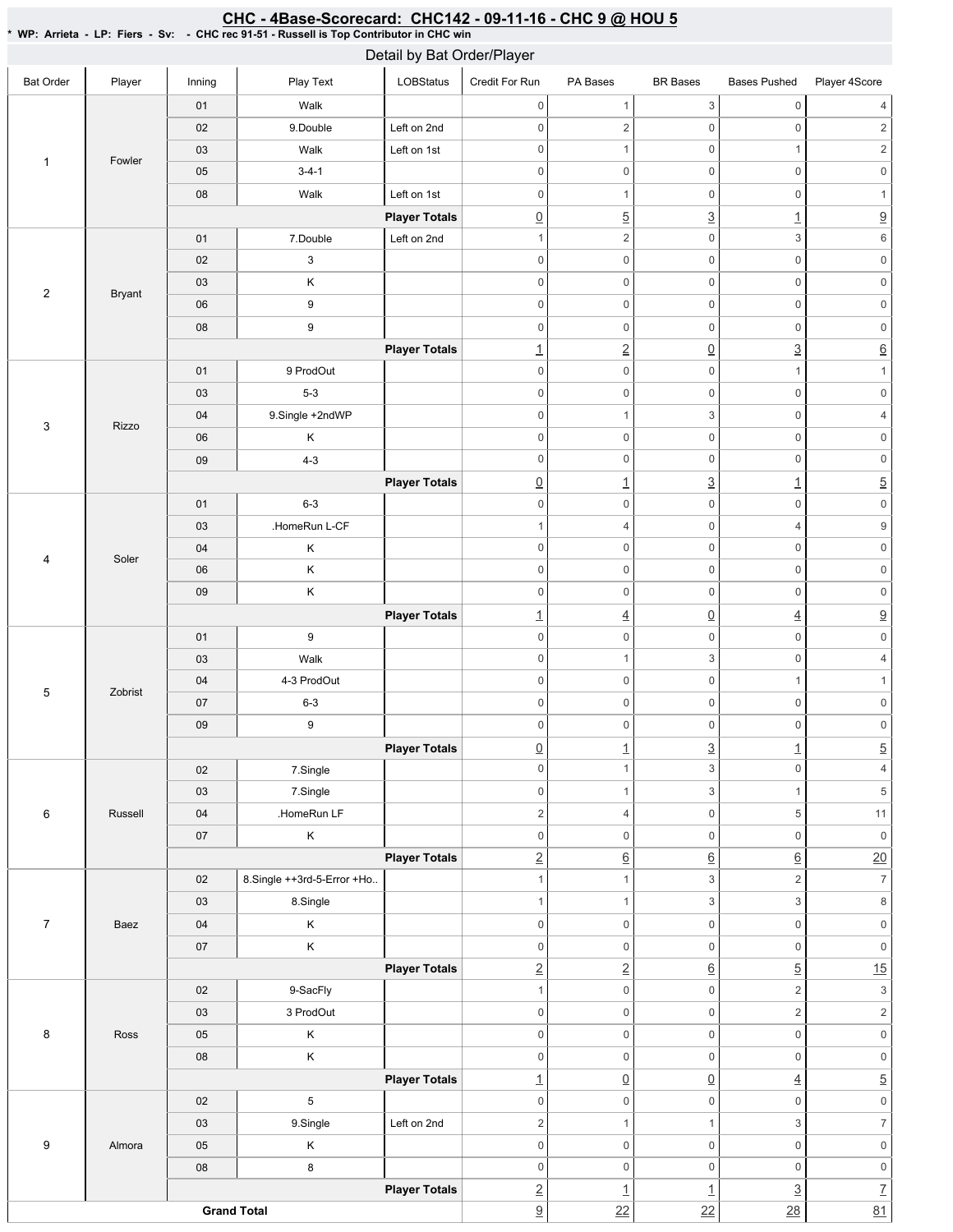# CHC - 4Base-Scorecard: CHC142 - 09-11-16 - CHC 9 @ HOU 5

**\* WP: Arrieta - LP: Fiers - Sv: - CHC rec 91-51 - Russell is Top Contributor in CHC win**

## Detail by Bat Order/Player

| Bat Order | Player | Inning | Play Text | LOBStatus | Credit For Run | PA Bases | BR Bases | Bases Pushed | Player 4Score |
|---|---|---|---|---|---|---|---|---|---|
| 1 | Fowler | 01 | Walk | | 0 | 1 | 3 | 0 | 4 |
| | | 02 | 9.Double | Left on 2nd | 0 | 2 | 0 | 0 | 2 |
| | | 03 | Walk | Left on 1st | 0 | 1 | 0 | 1 | 2 |
| | | 05 | 3-4-1 | | 0 | 0 | 0 | 0 | 0 |
| | | 08 | Walk | Left on 1st | 0 | 1 | 0 | 0 | 1 |
| | | | | Player Totals | 0 | 5 | 3 | 1 | 9 |
| 2 | Bryant | 01 | 7.Double | Left on 2nd | 1 | 2 | 0 | 3 | 6 |
| | | 02 | 3 | | 0 | 0 | 0 | 0 | 0 |
| | | 03 | K | | 0 | 0 | 0 | 0 | 0 |
| | | 06 | 9 | | 0 | 0 | 0 | 0 | 0 |
| | | 08 | 9 | | 0 | 0 | 0 | 0 | 0 |
| | | | | Player Totals | 1 | 2 | 0 | 3 | 6 |
| 3 | Rizzo | 01 | 9 ProdOut | | 0 | 0 | 0 | 1 | 1 |
| | | 03 | 5-3 | | 0 | 0 | 0 | 0 | 0 |
| | | 04 | 9.Single +2ndWP | | 0 | 1 | 3 | 0 | 4 |
| | | 06 | K | | 0 | 0 | 0 | 0 | 0 |
| | | 09 | 4-3 | | 0 | 0 | 0 | 0 | 0 |
| | | | | Player Totals | 0 | 1 | 3 | 1 | 5 |
| 4 | Soler | 01 | 6-3 | | 0 | 0 | 0 | 0 | 0 |
| | | 03 | .HomeRun L-CF | | 1 | 4 | 0 | 4 | 9 |
| | | 04 | K | | 0 | 0 | 0 | 0 | 0 |
| | | 06 | K | | 0 | 0 | 0 | 0 | 0 |
| | | 09 | K | | 0 | 0 | 0 | 0 | 0 |
| | | | | Player Totals | 1 | 4 | 0 | 4 | 9 |
| 5 | Zobrist | 01 | 9 | | 0 | 0 | 0 | 0 | 0 |
| | | 03 | Walk | | 0 | 1 | 3 | 0 | 4 |
| | | 04 | 4-3 ProdOut | | 0 | 0 | 0 | 1 | 1 |
| | | 07 | 6-3 | | 0 | 0 | 0 | 0 | 0 |
| | | 09 | 9 | | 0 | 0 | 0 | 0 | 0 |
| | | | | Player Totals | 0 | 1 | 3 | 1 | 5 |
| 6 | Russell | 02 | 7.Single | | 0 | 1 | 3 | 0 | 4 |
| | | 03 | 7.Single | | 0 | 1 | 3 | 1 | 5 |
| | | 04 | .HomeRun LF | | 2 | 4 | 0 | 5 | 11 |
| | | 07 | K | | 0 | 0 | 0 | 0 | 0 |
| | | | | Player Totals | 2 | 6 | 6 | 6 | 20 |
| 7 | Baez | 02 | 8.Single ++3rd-5-Error +Ho.. | | 1 | 1 | 3 | 2 | 7 |
| | | 03 | 8.Single | | 1 | 1 | 3 | 3 | 8 |
| | | 04 | K | | 0 | 0 | 0 | 0 | 0 |
| | | 07 | K | | 0 | 0 | 0 | 0 | 0 |
| | | | | Player Totals | 2 | 2 | 6 | 5 | 15 |
| 8 | Ross | 02 | 9-SacFly | | 1 | 0 | 0 | 2 | 3 |
| | | 03 | 3 ProdOut | | 0 | 0 | 0 | 2 | 2 |
| | | 05 | K | | 0 | 0 | 0 | 0 | 0 |
| | | 08 | K | | 0 | 0 | 0 | 0 | 0 |
| | | | | Player Totals | 1 | 0 | 0 | 4 | 5 |
| 9 | Almora | 02 | 5 | | 0 | 0 | 0 | 0 | 0 |
| | | 03 | 9.Single | Left on 2nd | 2 | 1 | 1 | 3 | 7 |
| | | 05 | K | | 0 | 0 | 0 | 0 | 0 |
| | | 08 | 8 | | 0 | 0 | 0 | 0 | 0 |
| | | | | Player Totals | 2 | 1 | 1 | 3 | 7 |
| Grand Total | | | | | 9 | 22 | 22 | 28 | 81 |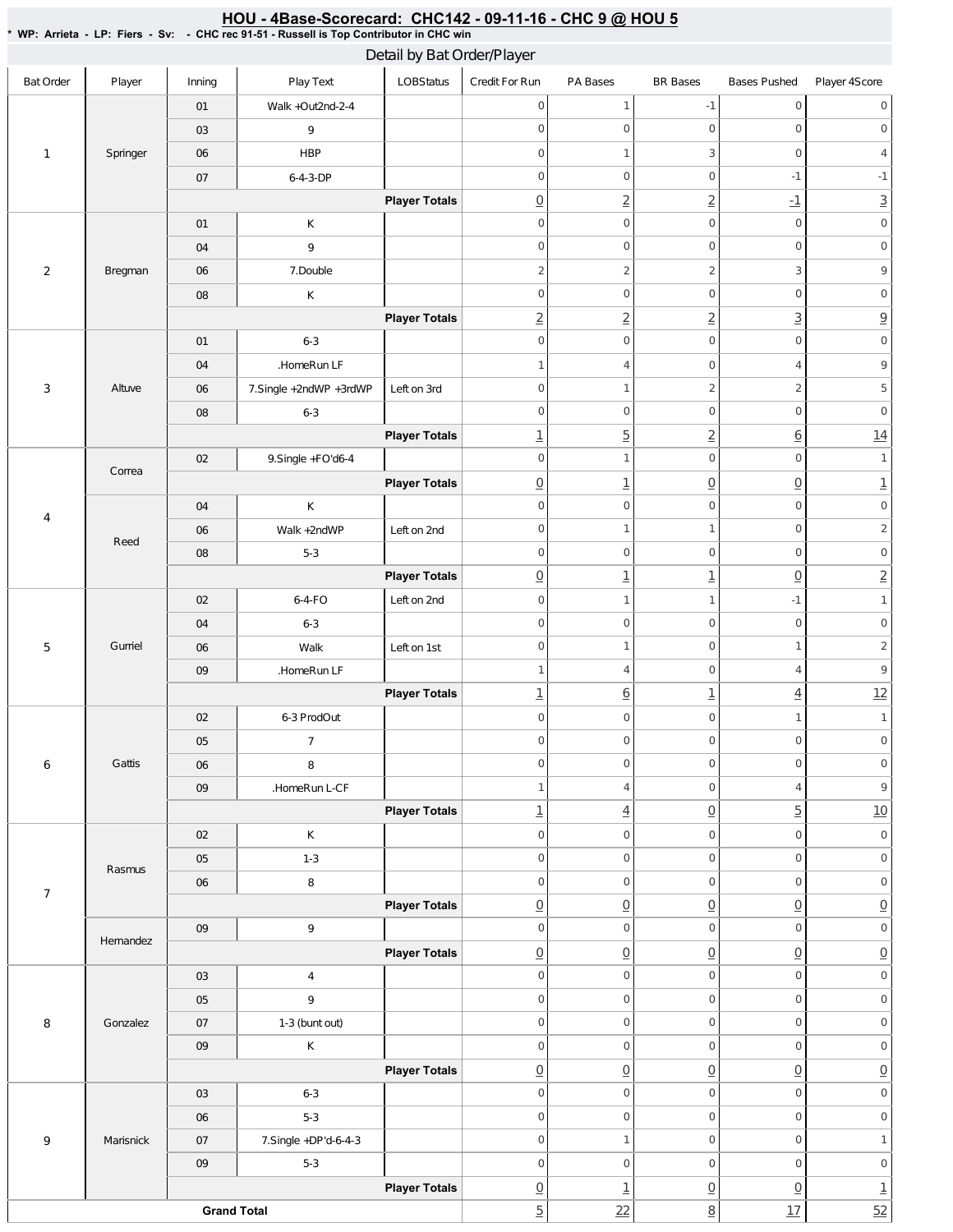## HOU - 4Base-Scorecard: CHC142 - 09-11-16 - CHC 9 @ HOU 5

\* WP: Arrieta - LP: Fiers - Sv: - CHC rec 91-51 - Russell is Top Contributor in CHC win

### Detail by Bat Order/Player

| Bat Order | Player | Inning | Play Text | LOBStatus | Credit For Run | PA Bases | BR Bases | Bases Pushed | Player 4Score |
|---|---|---|---|---|---|---|---|---|---|
| 1 | Springer | 01 | Walk +Out2nd-2-4 | | 0 | 1 | -1 | 0 | 0 |
| | | 03 | 9 | | 0 | 0 | 0 | 0 | 0 |
| | | 06 | HBP | | 0 | 1 | 3 | 0 | 4 |
| | | 07 | 6-4-3-DP | | 0 | 0 | 0 | -1 | -1 |
| | | | | **Player Totals** | 0 | 2 | 2 | -1 | 3 |
| 2 | Bregman | 01 | K | | 0 | 0 | 0 | 0 | 0 |
| | | 04 | 9 | | 0 | 0 | 0 | 0 | 0 |
| | | 06 | 7.Double | | 2 | 2 | 2 | 3 | 9 |
| | | 08 | K | | 0 | 0 | 0 | 0 | 0 |
| | | | | **Player Totals** | 2 | 2 | 2 | 3 | 9 |
| 3 | Altuve | 01 | 6-3 | | 0 | 0 | 0 | 0 | 0 |
| | | 04 | .HomeRun LF | | 1 | 4 | 0 | 4 | 9 |
| | | 06 | 7.Single +2ndWP +3rdWP | Left on 3rd | 0 | 1 | 2 | 2 | 5 |
| | | 08 | 6-3 | | 0 | 0 | 0 | 0 | 0 |
| | | | | **Player Totals** | 1 | 5 | 2 | 6 | 14 |
| 4 | Correa | 02 | 9.Single +FO'd6-4 | | 0 | 1 | 0 | 0 | 1 |
| | | | | **Player Totals** | 0 | 1 | 0 | 0 | 1 |
| | Reed | 04 | K | | 0 | 0 | 0 | 0 | 0 |
| | | 06 | Walk +2ndWP | Left on 2nd | 0 | 1 | 1 | 0 | 2 |
| | | 08 | 5-3 | | 0 | 0 | 0 | 0 | 0 |
| | | | | **Player Totals** | 0 | 1 | 1 | 0 | 2 |
| 5 | Gurriel | 02 | 6-4-FO | Left on 2nd | 0 | 1 | 1 | -1 | 1 |
| | | 04 | 6-3 | | 0 | 0 | 0 | 0 | 0 |
| | | 06 | Walk | Left on 1st | 0 | 1 | 0 | 1 | 2 |
| | | 09 | .HomeRun LF | | 1 | 4 | 0 | 4 | 9 |
| | | | | **Player Totals** | 1 | 6 | 1 | 4 | 12 |
| 6 | Gattis | 02 | 6-3 ProdOut | | 0 | 0 | 0 | 1 | 1 |
| | | 05 | 7 | | 0 | 0 | 0 | 0 | 0 |
| | | 06 | 8 | | 0 | 0 | 0 | 0 | 0 |
| | | 09 | .HomeRun L-CF | | 1 | 4 | 0 | 4 | 9 |
| | | | | **Player Totals** | 1 | 4 | 0 | 5 | 10 |
| 7 | Rasmus | 02 | K | | 0 | 0 | 0 | 0 | 0 |
| | | 05 | 1-3 | | 0 | 0 | 0 | 0 | 0 |
| | | 06 | 8 | | 0 | 0 | 0 | 0 | 0 |
| | | | | **Player Totals** | 0 | 0 | 0 | 0 | 0 |
| | Hernandez | 09 | 9 | | 0 | 0 | 0 | 0 | 0 |
| | | | | **Player Totals** | 0 | 0 | 0 | 0 | 0 |
| 8 | Gonzalez | 03 | 4 | | 0 | 0 | 0 | 0 | 0 |
| | | 05 | 9 | | 0 | 0 | 0 | 0 | 0 |
| | | 07 | 1-3 (bunt out) | | 0 | 0 | 0 | 0 | 0 |
| | | 09 | K | | 0 | 0 | 0 | 0 | 0 |
| | | | | **Player Totals** | 0 | 0 | 0 | 0 | 0 |
| 9 | Marisnick | 03 | 6-3 | | 0 | 0 | 0 | 0 | 0 |
| | | 06 | 5-3 | | 0 | 0 | 0 | 0 | 0 |
| | | 07 | 7.Single +DP'd-6-4-3 | | 0 | 1 | 0 | 0 | 1 |
| | | 09 | 5-3 | | 0 | 0 | 0 | 0 | 0 |
| | | | | **Player Totals** | 0 | 1 | 0 | 0 | 1 |
| **Grand Total** | | | | | 5 | 22 | 8 | 17 | 52 |